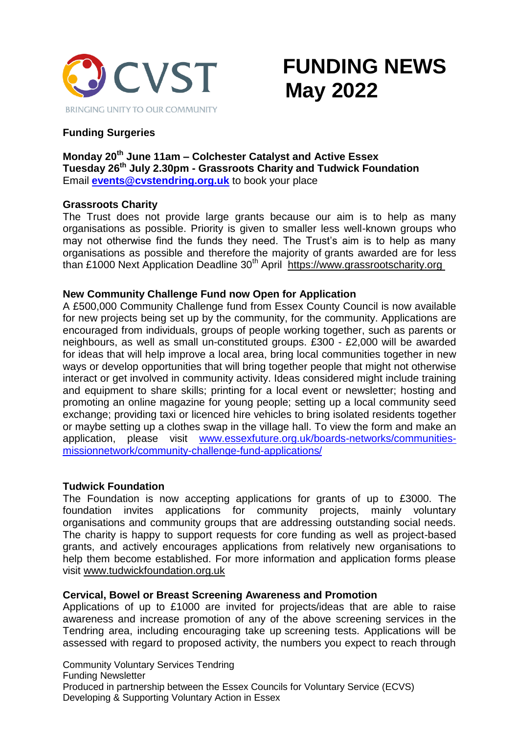# FUNDING NEWS May 2022

CVST

BRINGING UNITY TO OUR COMMUNITY

## Funding Surgeries

**Monday 20th June 11am – Colchester Catalyst and Active Essex**
**Tuesday 26th July 2.30pm - Grassroots Charity and Tudwick Foundation**
Email **events@cvstendring.org.uk** to book your place

### Grassroots Charity

The Trust does not provide large grants because our aim is to help as many organisations as possible. Priority is given to smaller less well-known groups who may not otherwise find the funds they need. The Trust's aim is to help as many organisations as possible and therefore the majority of grants awarded are for less than £1000 Next Application Deadline 30th April https://www.grassrootscharity.org

### New Community Challenge Fund now Open for Application

A £500,000 Community Challenge fund from Essex County Council is now available for new projects being set up by the community, for the community. Applications are encouraged from individuals, groups of people working together, such as parents or neighbours, as well as small un-constituted groups. £300 - £2,000 will be awarded for ideas that will help improve a local area, bring local communities together in new ways or develop opportunities that will bring together people that might not otherwise interact or get involved in community activity. Ideas considered might include training and equipment to share skills; printing for a local event or newsletter; hosting and promoting an online magazine for young people; setting up a local community seed exchange; providing taxi or licenced hire vehicles to bring isolated residents together or maybe setting up a clothes swap in the village hall. To view the form and make an application, please visit www.essexfuture.org.uk/boards-networks/communities-missionnetwork/community-challenge-fund-applications/

### Tudwick Foundation

The Foundation is now accepting applications for grants of up to £3000. The foundation invites applications for community projects, mainly voluntary organisations and community groups that are addressing outstanding social needs. The charity is happy to support requests for core funding as well as project-based grants, and actively encourages applications from relatively new organisations to help them become established. For more information and application forms please visit www.tudwickfoundation.org.uk

### Cervical, Bowel or Breast Screening Awareness and Promotion

Applications of up to £1000 are invited for projects/ideas that are able to raise awareness and increase promotion of any of the above screening services in the Tendring area, including encouraging take up screening tests. Applications will be assessed with regard to proposed activity, the numbers you expect to reach through

Community Voluntary Services Tendring
Funding Newsletter
Produced in partnership between the Essex Councils for Voluntary Service (ECVS)
Developing & Supporting Voluntary Action in Essex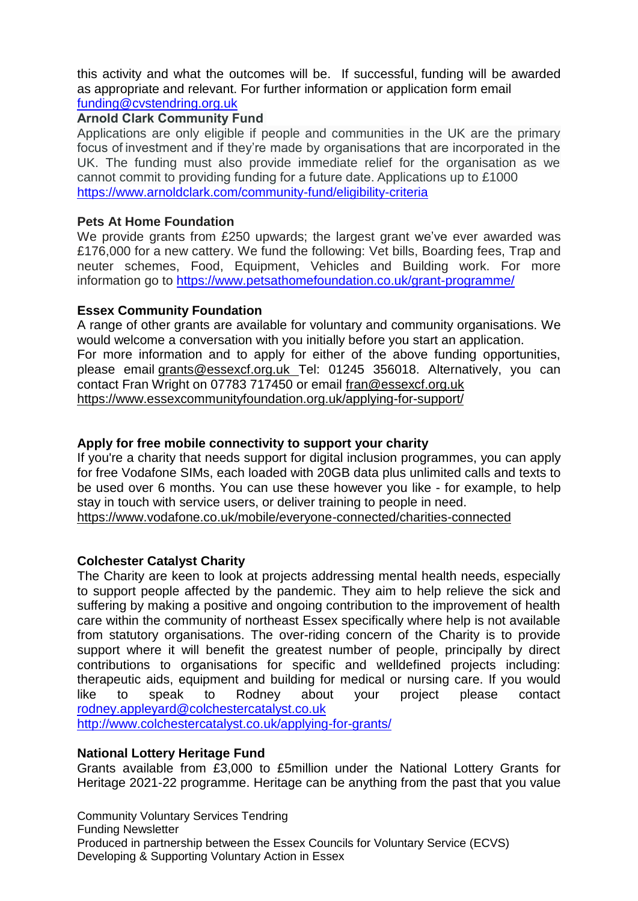this activity and what the outcomes will be. If successful, funding will be awarded as appropriate and relevant. For further information or application form email funding@cvstendring.org.uk

**Arnold Clark Community Fund**

Applications are only eligible if people and communities in the UK are the primary focus of investment and if they're made by organisations that are incorporated in the UK. The funding must also provide immediate relief for the organisation as we cannot commit to providing funding for a future date. Applications up to £1000 https://www.arnoldclark.com/community-fund/eligibility-criteria

**Pets At Home Foundation**

We provide grants from £250 upwards; the largest grant we've ever awarded was £176,000 for a new cattery. We fund the following: Vet bills, Boarding fees, Trap and neuter schemes, Food, Equipment, Vehicles and Building work. For more information go to https://www.petsathomefoundation.co.uk/grant-programme/

**Essex Community Foundation**

A range of other grants are available for voluntary and community organisations. We would welcome a conversation with you initially before you start an application.
For more information and to apply for either of the above funding opportunities, please email grants@essexcf.org.uk Tel: 01245 356018. Alternatively, you can contact Fran Wright on 07783 717450 or email fran@essexcf.org.uk
https://www.essexcommunityfoundation.org.uk/applying-for-support/

**Apply for free mobile connectivity to support your charity**

If you're a charity that needs support for digital inclusion programmes, you can apply for free Vodafone SIMs, each loaded with 20GB data plus unlimited calls and texts to be used over 6 months. You can use these however you like - for example, to help stay in touch with service users, or deliver training to people in need.
https://www.vodafone.co.uk/mobile/everyone-connected/charities-connected

**Colchester Catalyst Charity**

The Charity are keen to look at projects addressing mental health needs, especially to support people affected by the pandemic. They aim to help relieve the sick and suffering by making a positive and ongoing contribution to the improvement of health care within the community of northeast Essex specifically where help is not available from statutory organisations. The over-riding concern of the Charity is to provide support where it will benefit the greatest number of people, principally by direct contributions to organisations for specific and welldefined projects including: therapeutic aids, equipment and building for medical or nursing care. If you would like to speak to Rodney about your project please contact rodney.appleyard@colchestercatalyst.co.uk
http://www.colchestercatalyst.co.uk/applying-for-grants/

**National Lottery Heritage Fund**

Grants available from £3,000 to £5million under the National Lottery Grants for Heritage 2021-22 programme. Heritage can be anything from the past that you value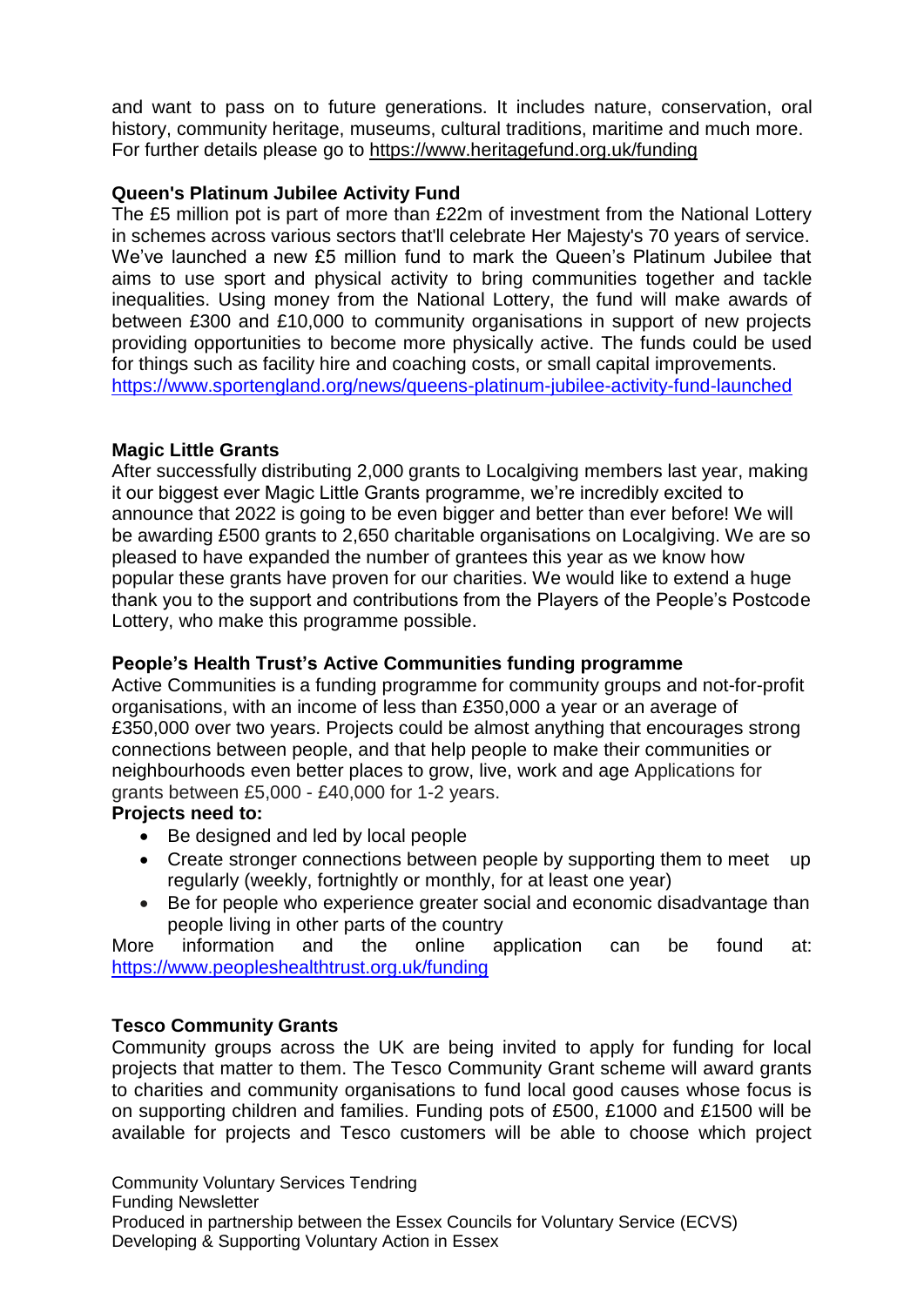and want to pass on to future generations. It includes nature, conservation, oral history, community heritage, museums, cultural traditions, maritime and much more. For further details please go to https://www.heritagefund.org.uk/funding

**Queen's Platinum Jubilee Activity Fund**

The £5 million pot is part of more than £22m of investment from the National Lottery in schemes across various sectors that'll celebrate Her Majesty's 70 years of service. We've launched a new £5 million fund to mark the Queen's Platinum Jubilee that aims to use sport and physical activity to bring communities together and tackle inequalities. Using money from the National Lottery, the fund will make awards of between £300 and £10,000 to community organisations in support of new projects providing opportunities to become more physically active. The funds could be used for things such as facility hire and coaching costs, or small capital improvements.
https://www.sportengland.org/news/queens-platinum-jubilee-activity-fund-launched

**Magic Little Grants**

After successfully distributing 2,000 grants to Localgiving members last year, making it our biggest ever Magic Little Grants programme, we're incredibly excited to announce that 2022 is going to be even bigger and better than ever before! We will be awarding £500 grants to 2,650 charitable organisations on Localgiving. We are so pleased to have expanded the number of grantees this year as we know how popular these grants have proven for our charities. We would like to extend a huge thank you to the support and contributions from the Players of the People's Postcode Lottery, who make this programme possible.

**People's Health Trust's Active Communities funding programme**

Active Communities is a funding programme for community groups and not-for-profit organisations, with an income of less than £350,000 a year or an average of £350,000 over two years. Projects could be almost anything that encourages strong connections between people, and that help people to make their communities or neighbourhoods even better places to grow, live, work and age Applications for grants between £5,000 - £40,000 for 1-2 years.

**Projects need to:**

- Be designed and led by local people
- Create stronger connections between people by supporting them to meet up regularly (weekly, fortnightly or monthly, for at least one year)
- Be for people who experience greater social and economic disadvantage than people living in other parts of the country

More information and the online application can be found at: https://www.peopleshealthtrust.org.uk/funding

**Tesco Community Grants**

Community groups across the UK are being invited to apply for funding for local projects that matter to them. The Tesco Community Grant scheme will award grants to charities and community organisations to fund local good causes whose focus is on supporting children and families. Funding pots of £500, £1000 and £1500 will be available for projects and Tesco customers will be able to choose which project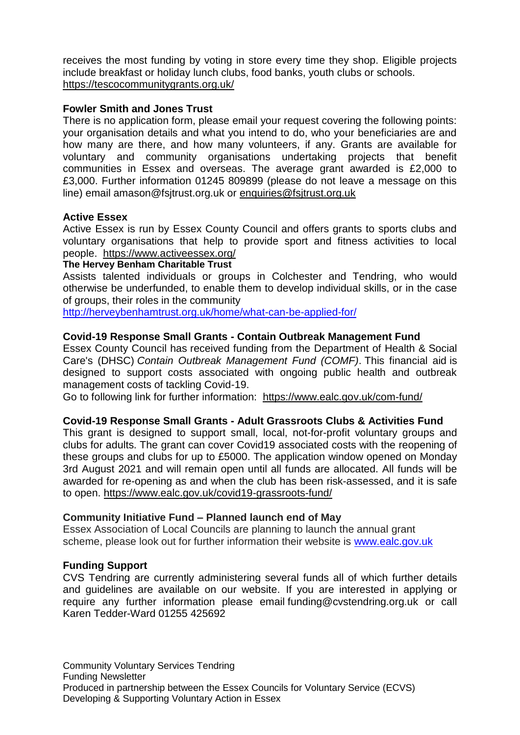receives the most funding by voting in store every time they shop. Eligible projects include breakfast or holiday lunch clubs, food banks, youth clubs or schools. https://tescocommunitygrants.org.uk/

**Fowler Smith and Jones Trust**

There is no application form, please email your request covering the following points: your organisation details and what you intend to do, who your beneficiaries are and how many are there, and how many volunteers, if any. Grants are available for voluntary and community organisations undertaking projects that benefit communities in Essex and overseas. The average grant awarded is £2,000 to £3,000. Further information 01245 809899 (please do not leave a message on this line) email amason@fsjtrust.org.uk or enquiries@fsjtrust.org.uk

**Active Essex**

Active Essex is run by Essex County Council and offers grants to sports clubs and voluntary organisations that help to provide sport and fitness activities to local people. https://www.activeessex.org/

**The Hervey Benham Charitable Trust**

Assists talented individuals or groups in Colchester and Tendring, who would otherwise be underfunded, to enable them to develop individual skills, or in the case of groups, their roles in the community

http://herveybenhamtrust.org.uk/home/what-can-be-applied-for/

**Covid-19 Response Small Grants - Contain Outbreak Management Fund**

Essex County Council has received funding from the Department of Health & Social Care's (DHSC) *Contain Outbreak Management Fund (COMF)*. This financial aid is designed to support costs associated with ongoing public health and outbreak management costs of tackling Covid-19.

Go to following link for further information: https://www.ealc.gov.uk/com-fund/

**Covid-19 Response Small Grants - Adult Grassroots Clubs & Activities Fund**

This grant is designed to support small, local, not-for-profit voluntary groups and clubs for adults. The grant can cover Covid19 associated costs with the reopening of these groups and clubs for up to £5000. The application window opened on Monday 3rd August 2021 and will remain open until all funds are allocated. All funds will be awarded for re-opening as and when the club has been risk-assessed, and it is safe to open. https://www.ealc.gov.uk/covid19-grassroots-fund/

**Community Initiative Fund – Planned launch end of May**

Essex Association of Local Councils are planning to launch the annual grant scheme, please look out for further information their website is www.ealc.gov.uk

**Funding Support**

CVS Tendring are currently administering several funds all of which further details and guidelines are available on our website. If you are interested in applying or require any further information please email funding@cvstendring.org.uk or call Karen Tedder-Ward 01255 425692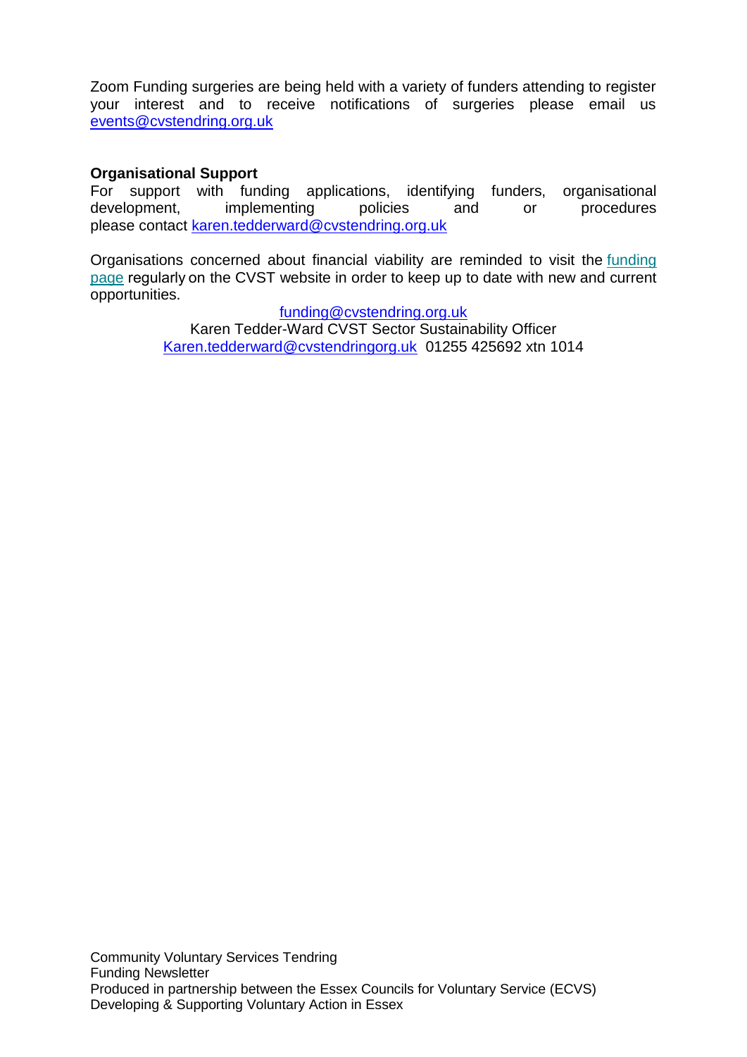Zoom Funding surgeries are being held with a variety of funders attending to register your interest and to receive notifications of surgeries please email us events@cvstendring.org.uk

**Organisational Support**

For support with funding applications, identifying funders, organisational development, implementing policies and or procedures please contact karen.tedderward@cvstendring.org.uk

Organisations concerned about financial viability are reminded to visit the funding page regularly on the CVST website in order to keep up to date with new and current opportunities.

funding@cvstendring.org.uk
Karen Tedder-Ward CVST Sector Sustainability Officer
Karen.tedderward@cvstendringorg.uk 01255 425692 xtn 1014

Community Voluntary Services Tendring
Funding Newsletter
Produced in partnership between the Essex Councils for Voluntary Service (ECVS)
Developing & Supporting Voluntary Action in Essex